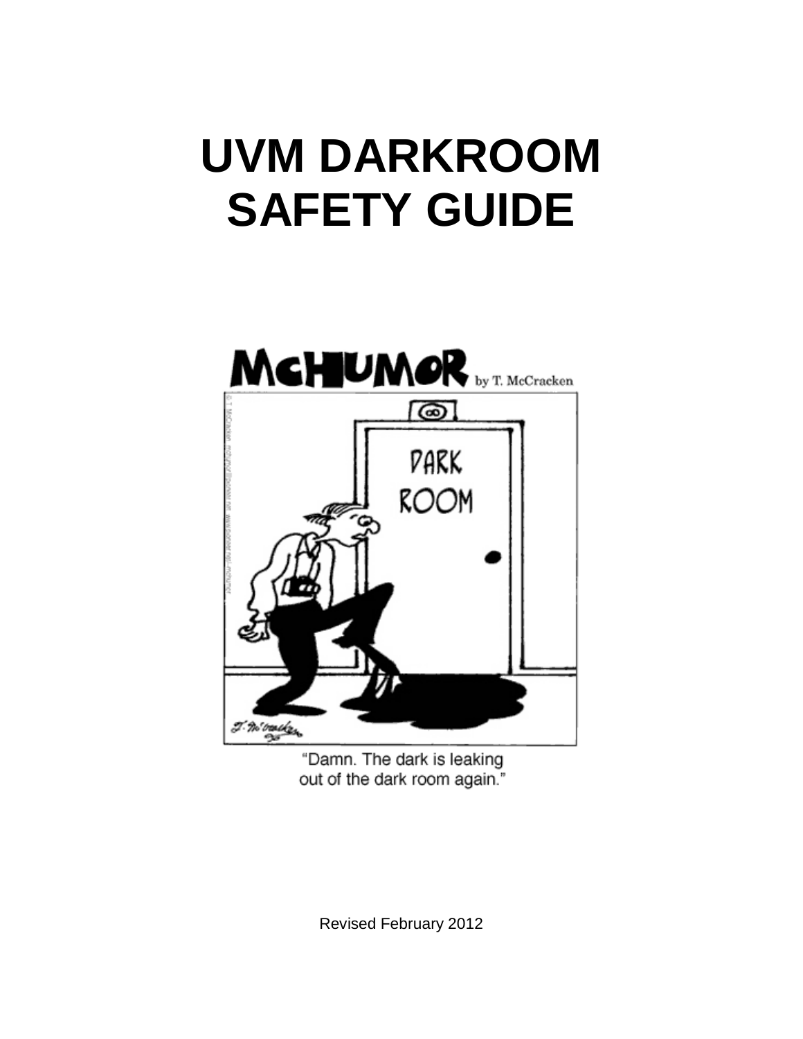# UVM DARKROOM SAFETY GUIDE

"Damn. The dark is leaking out of the dark room again."

Revised February 2012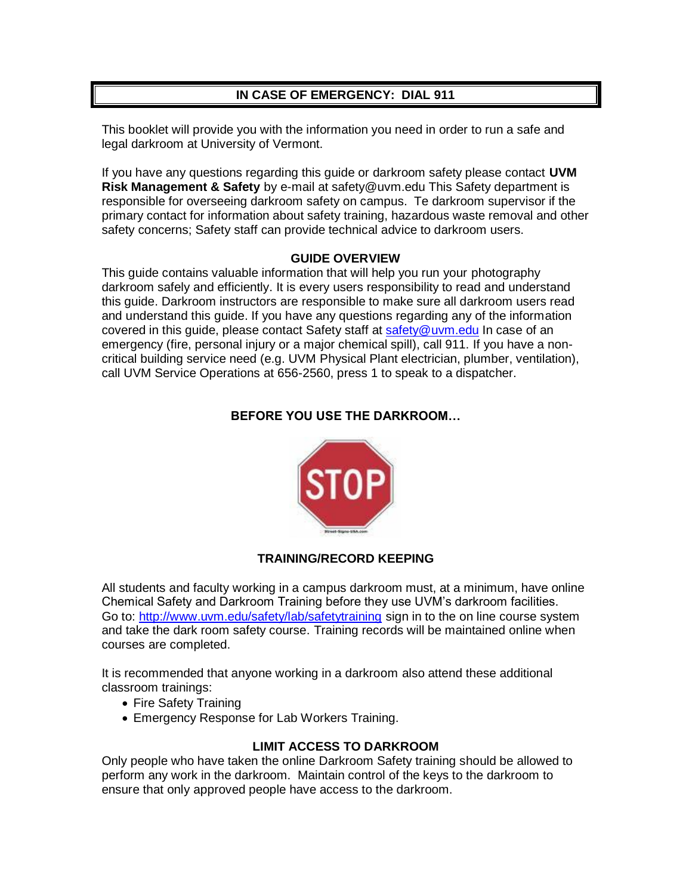**IN CASE OF EMERGENCY: DIAL 911**

This booklet will provide you with the information you need in order to run a safe and legal darkroom at University of Vermont.

If you have any questions regarding this guide or darkroom safety please contact **UVM Risk Management & Safety** by e-mail at safety@uvm.edu This Safety department is responsible for overseeing darkroom safety on campus. Te darkroom supervisor if the primary contact for information about safety training, hazardous waste removal and other safety concerns; Safety staff can provide technical advice to darkroom users.

## GUIDE OVERVIEW

This guide contains valuable information that will help you run your photography darkroom safely and efficiently. It is every users responsibility to read and understand this guide. Darkroom instructors are responsible to make sure all darkroom users read and understand this guide. If you have any questions regarding any of the information covered in this guide, please contact Safety staff at [safety@uvm.edu](mailto:safety@uvm.edu) In case of an emergency (fire, personal injury or a major chemical spill), call 911. If you have a non-critical building service need (e.g. UVM Physical Plant electrician, plumber, ventilation), call UVM Service Operations at 656-2560, press 1 to speak to a dispatcher.

## BEFORE YOU USE THE DARKROOM…

STOP

## TRAINING/RECORD KEEPING

All students and faculty working in a campus darkroom must, at a minimum, have online Chemical Safety and Darkroom Training before they use UVM's darkroom facilities. Go to: [http://www.uvm.edu/safety/lab/safetytraining](http://www.uvm.edu/safety/lab/safetytraining) sign in to the on line course system and take the dark room safety course. Training records will be maintained online when courses are completed.

It is recommended that anyone working in a darkroom also attend these additional classroom trainings:

- Fire Safety Training
- Emergency Response for Lab Workers Training.

## LIMIT ACCESS TO DARKROOM

Only people who have taken the online Darkroom Safety training should be allowed to perform any work in the darkroom. Maintain control of the keys to the darkroom to ensure that only approved people have access to the darkroom.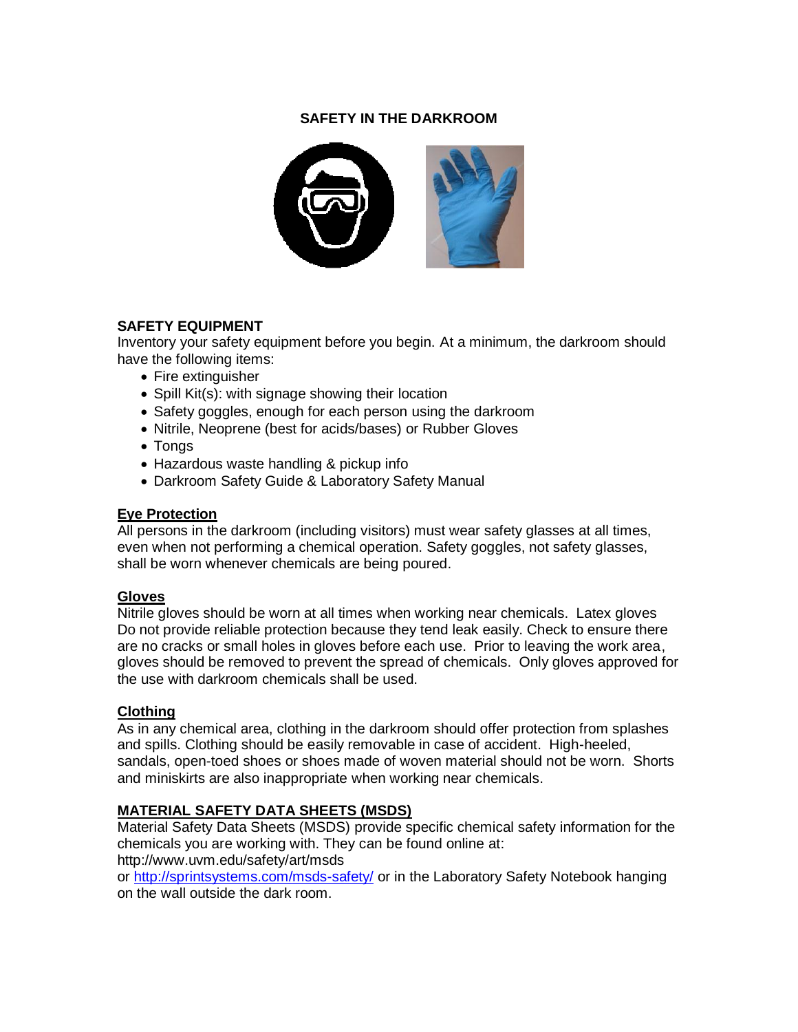# SAFETY IN THE DARKROOM

## SAFETY EQUIPMENT

Inventory your safety equipment before you begin. At a minimum, the darkroom should have the following items:

- Fire extinguisher
- Spill Kit(s): with signage showing their location
- Safety goggles, enough for each person using the darkroom
- Nitrile, Neoprene (best for acids/bases) or Rubber Gloves
- Tongs
- Hazardous waste handling & pickup info
- Darkroom Safety Guide & Laboratory Safety Manual

### Eye Protection

All persons in the darkroom (including visitors) must wear safety glasses at all times, even when not performing a chemical operation. Safety goggles, not safety glasses, shall be worn whenever chemicals are being poured.

### Gloves

Nitrile gloves should be worn at all times when working near chemicals. Latex gloves Do not provide reliable protection because they tend leak easily. Check to ensure there are no cracks or small holes in gloves before each use. Prior to leaving the work area, gloves should be removed to prevent the spread of chemicals. Only gloves approved for the use with darkroom chemicals shall be used.

### Clothing

As in any chemical area, clothing in the darkroom should offer protection from splashes and spills. Clothing should be easily removable in case of accident. High-heeled, sandals, open-toed shoes or shoes made of woven material should not be worn. Shorts and miniskirts are also inappropriate when working near chemicals.

## MATERIAL SAFETY DATA SHEETS (MSDS)

Material Safety Data Sheets (MSDS) provide specific chemical safety information for the chemicals you are working with. They can be found online at:
http://www.uvm.edu/safety/art/msds
or http://sprintsystems.com/msds-safety/ or in the Laboratory Safety Notebook hanging on the wall outside the dark room.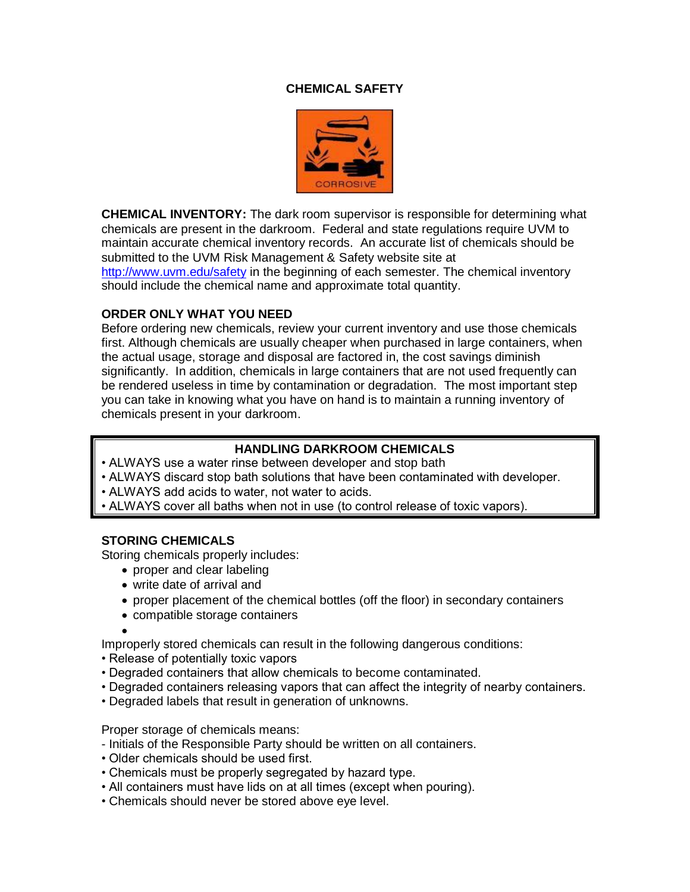# CHEMICAL SAFETY

**CHEMICAL INVENTORY:** The dark room supervisor is responsible for determining what chemicals are present in the darkroom. Federal and state regulations require UVM to maintain accurate chemical inventory records. An accurate list of chemicals should be submitted to the UVM Risk Management & Safety website site at http://www.uvm.edu/safety in the beginning of each semester. The chemical inventory should include the chemical name and approximate total quantity.

**ORDER ONLY WHAT YOU NEED**

Before ordering new chemicals, review your current inventory and use those chemicals first. Although chemicals are usually cheaper when purchased in large containers, when the actual usage, storage and disposal are factored in, the cost savings diminish significantly. In addition, chemicals in large containers that are not used frequently can be rendered useless in time by contamination or degradation. The most important step you can take in knowing what you have on hand is to maintain a running inventory of chemicals present in your darkroom.

**HANDLING DARKROOM CHEMICALS**

- ALWAYS use a water rinse between developer and stop bath
- ALWAYS discard stop bath solutions that have been contaminated with developer.
- ALWAYS add acids to water, not water to acids.
- ALWAYS cover all baths when not in use (to control release of toxic vapors).

**STORING CHEMICALS**

Storing chemicals properly includes:

- proper and clear labeling
- write date of arrival and
- proper placement of the chemical bottles (off the floor) in secondary containers
- compatible storage containers
- 

Improperly stored chemicals can result in the following dangerous conditions:

- Release of potentially toxic vapors
- Degraded containers that allow chemicals to become contaminated.
- Degraded containers releasing vapors that can affect the integrity of nearby containers.
- Degraded labels that result in generation of unknowns.

Proper storage of chemicals means:

- Initials of the Responsible Party should be written on all containers.
- Older chemicals should be used first.
- Chemicals must be properly segregated by hazard type.
- All containers must have lids on at all times (except when pouring).
- Chemicals should never be stored above eye level.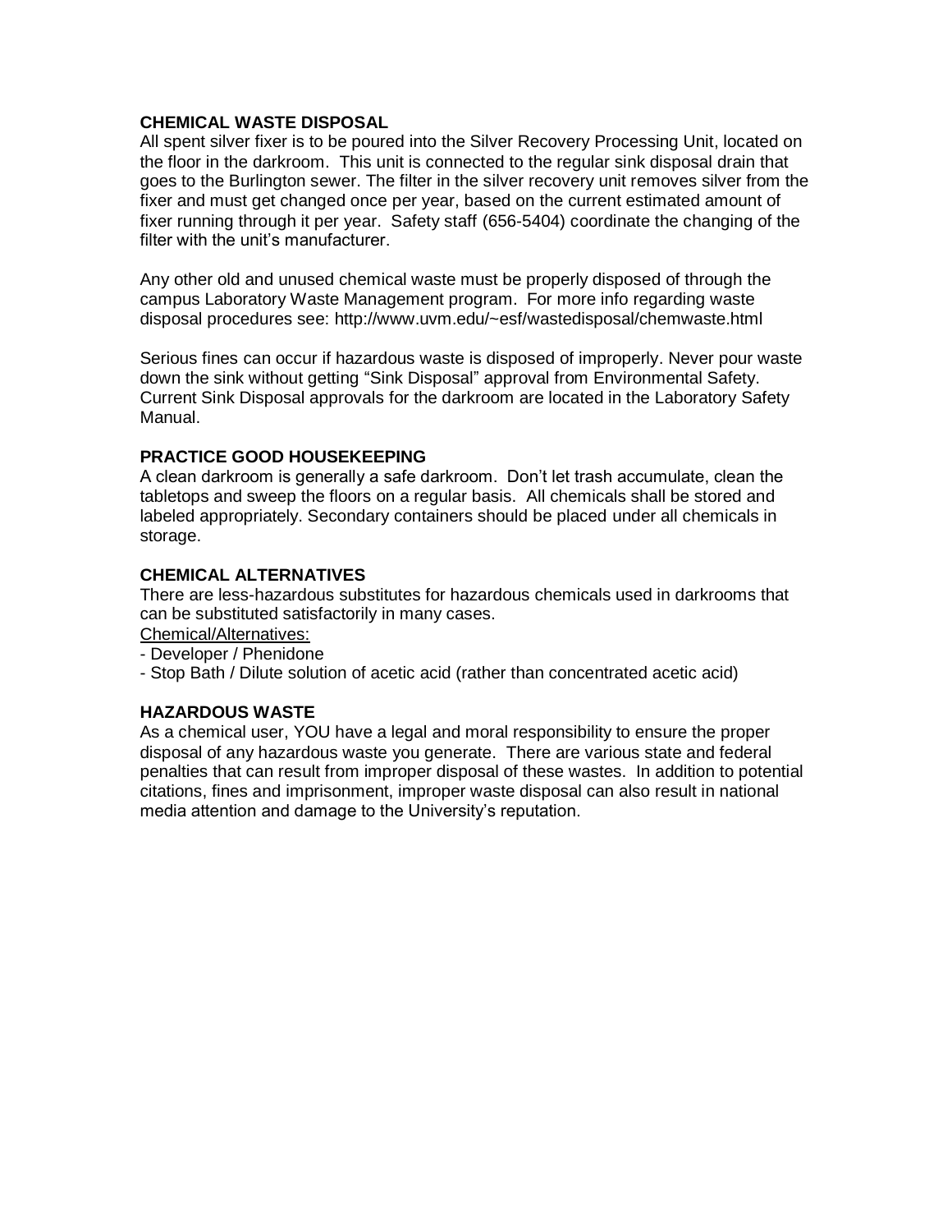**CHEMICAL WASTE DISPOSAL**

All spent silver fixer is to be poured into the Silver Recovery Processing Unit, located on the floor in the darkroom. This unit is connected to the regular sink disposal drain that goes to the Burlington sewer. The filter in the silver recovery unit removes silver from the fixer and must get changed once per year, based on the current estimated amount of fixer running through it per year. Safety staff (656-5404) coordinate the changing of the filter with the unit's manufacturer.

Any other old and unused chemical waste must be properly disposed of through the campus Laboratory Waste Management program. For more info regarding waste disposal procedures see: http://www.uvm.edu/~esf/wastedisposal/chemwaste.html

Serious fines can occur if hazardous waste is disposed of improperly. Never pour waste down the sink without getting "Sink Disposal" approval from Environmental Safety. Current Sink Disposal approvals for the darkroom are located in the Laboratory Safety Manual.

**PRACTICE GOOD HOUSEKEEPING**

A clean darkroom is generally a safe darkroom. Don't let trash accumulate, clean the tabletops and sweep the floors on a regular basis. All chemicals shall be stored and labeled appropriately. Secondary containers should be placed under all chemicals in storage.

**CHEMICAL ALTERNATIVES**

There are less-hazardous substitutes for hazardous chemicals used in darkrooms that can be substituted satisfactorily in many cases.

<u>Chemical/Alternatives:</u>

- Developer / Phenidone
- Stop Bath / Dilute solution of acetic acid (rather than concentrated acetic acid)

**HAZARDOUS WASTE**

As a chemical user, YOU have a legal and moral responsibility to ensure the proper disposal of any hazardous waste you generate. There are various state and federal penalties that can result from improper disposal of these wastes. In addition to potential citations, fines and imprisonment, improper waste disposal can also result in national media attention and damage to the University's reputation.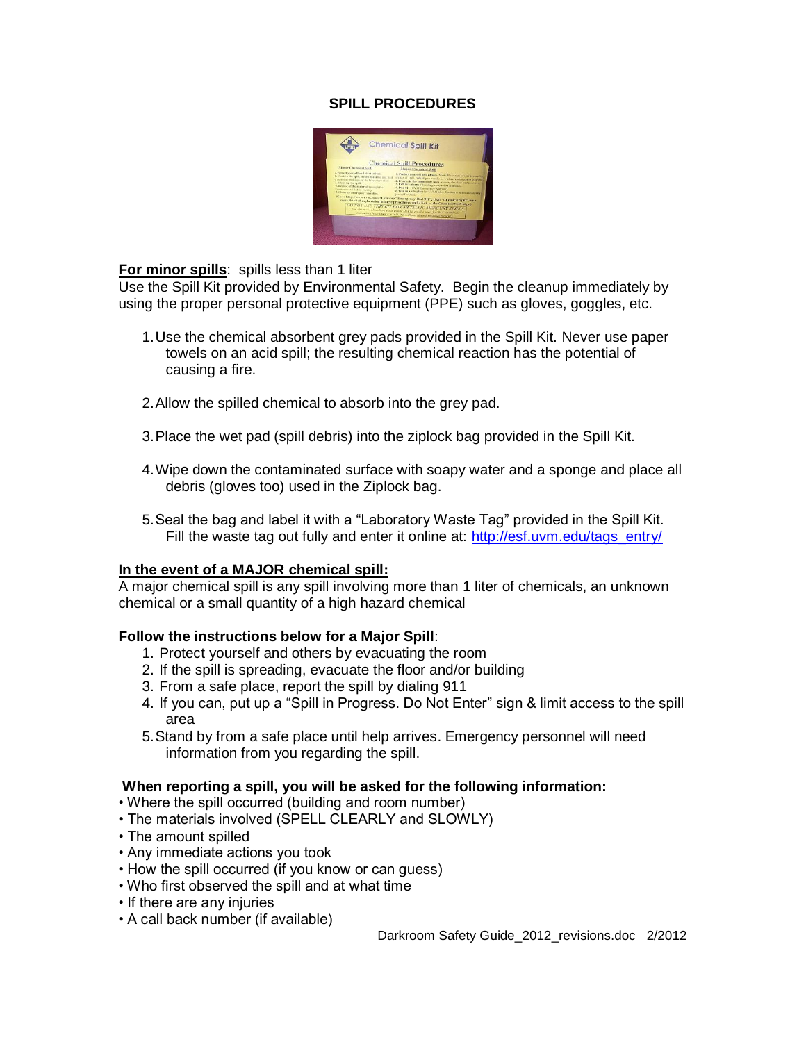## SPILL PROCEDURES

**For minor spills**: spills less than 1 liter
Use the Spill Kit provided by Environmental Safety. Begin the cleanup immediately by using the proper personal protective equipment (PPE) such as gloves, goggles, etc.

1. Use the chemical absorbent grey pads provided in the Spill Kit. Never use paper towels on an acid spill; the resulting chemical reaction has the potential of causing a fire.

2. Allow the spilled chemical to absorb into the grey pad.

3. Place the wet pad (spill debris) into the ziplock bag provided in the Spill Kit.

4. Wipe down the contaminated surface with soapy water and a sponge and place all debris (gloves too) used in the Ziplock bag.

5. Seal the bag and label it with a "Laboratory Waste Tag" provided in the Spill Kit. Fill the waste tag out fully and enter it online at: http://esf.uvm.edu/tags_entry/

**In the event of a MAJOR chemical spill:**
A major chemical spill is any spill involving more than 1 liter of chemicals, an unknown chemical or a small quantity of a high hazard chemical

**Follow the instructions below for a Major Spill**:

1. Protect yourself and others by evacuating the room
2. If the spill is spreading, evacuate the floor and/or building
3. From a safe place, report the spill by dialing 911
4. If you can, put up a "Spill in Progress. Do Not Enter" sign & limit access to the spill area
5. Stand by from a safe place until help arrives. Emergency personnel will need information from you regarding the spill.

**When reporting a spill, you will be asked for the following information:**

- Where the spill occurred (building and room number)
- The materials involved (SPELL CLEARLY and SLOWLY)
- The amount spilled
- Any immediate actions you took
- How the spill occurred (if you know or can guess)
- Who first observed the spill and at what time
- If there are any injuries
- A call back number (if available)

Darkroom Safety Guide_2012_revisions.doc 2/2012